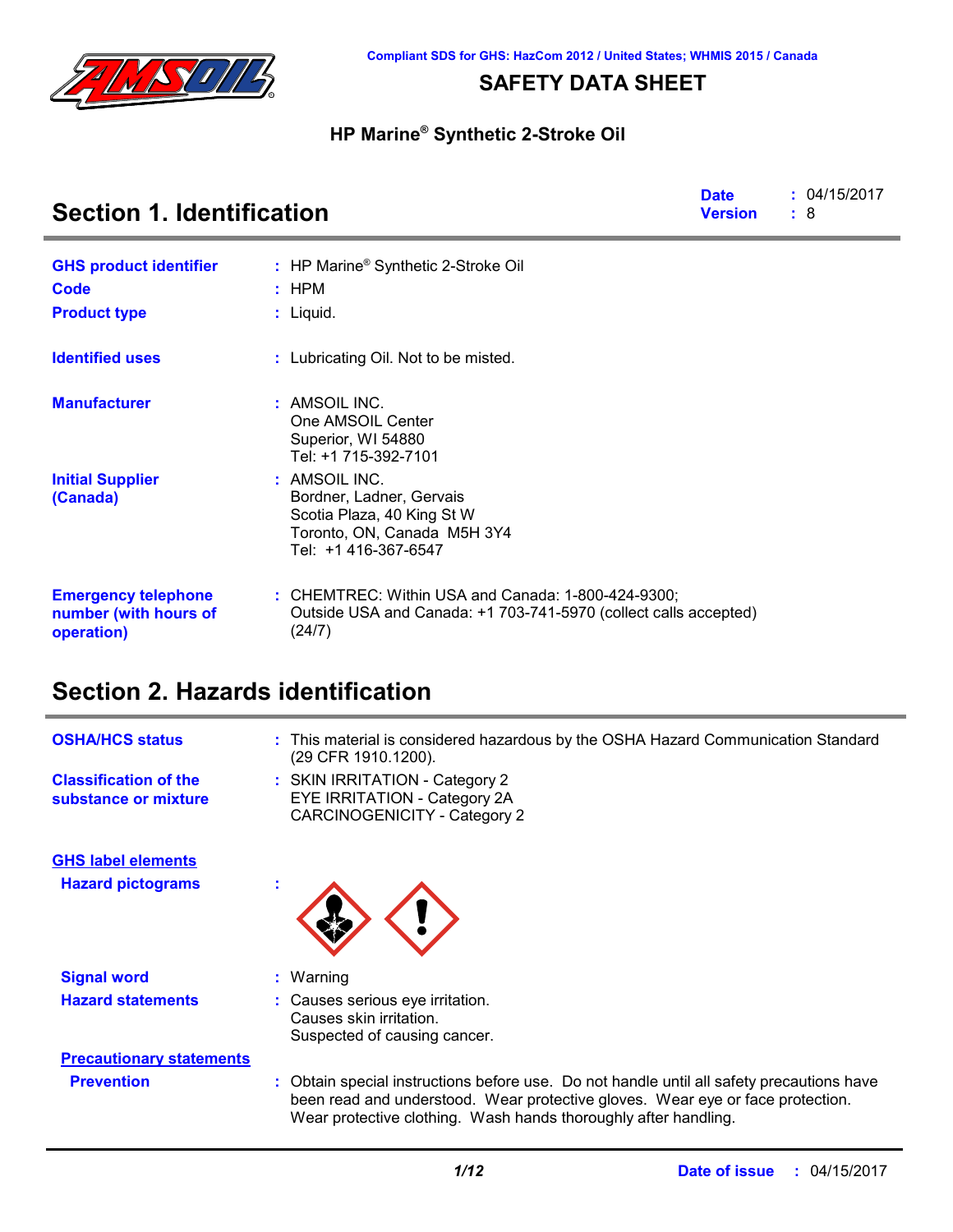Compliant SDS for GHS: HazCom 2012 / United States; WHMIS 2015 / Canada

# SAFETY DATA SHEET

## HP Marine® Synthetic 2-Stroke Oil

## Section 1. Identification

**Date** : 04/15/2017
**Version** : 8

**GHS product identifier** : HP Marine® Synthetic 2-Stroke Oil

**Code** : HPM

**Product type** : Liquid.

**Identified uses** : Lubricating Oil. Not to be misted.

**Manufacturer** : AMSOIL INC.
One AMSOIL Center
Superior, WI 54880
Tel: +1 715-392-7101

**Initial Supplier (Canada)** : AMSOIL INC.
Bordner, Ladner, Gervais
Scotia Plaza, 40 King St W
Toronto, ON, Canada M5H 3Y4
Tel: +1 416-367-6547

**Emergency telephone number (with hours of operation)** : CHEMTREC: Within USA and Canada: 1-800-424-9300;
Outside USA and Canada: +1 703-741-5970 (collect calls accepted) (24/7)

## Section 2. Hazards identification

**OSHA/HCS status** : This material is considered hazardous by the OSHA Hazard Communication Standard (29 CFR 1910.1200).

**Classification of the substance or mixture** : SKIN IRRITATION - Category 2
EYE IRRITATION - Category 2A
CARCINOGENICITY - Category 2

**GHS label elements**

**Hazard pictograms** :

**Signal word** : Warning

**Hazard statements** : Causes serious eye irritation.
Causes skin irritation.
Suspected of causing cancer.

**Precautionary statements**

**Prevention** : Obtain special instructions before use. Do not handle until all safety precautions have been read and understood. Wear protective gloves. Wear eye or face protection. Wear protective clothing. Wash hands thoroughly after handling.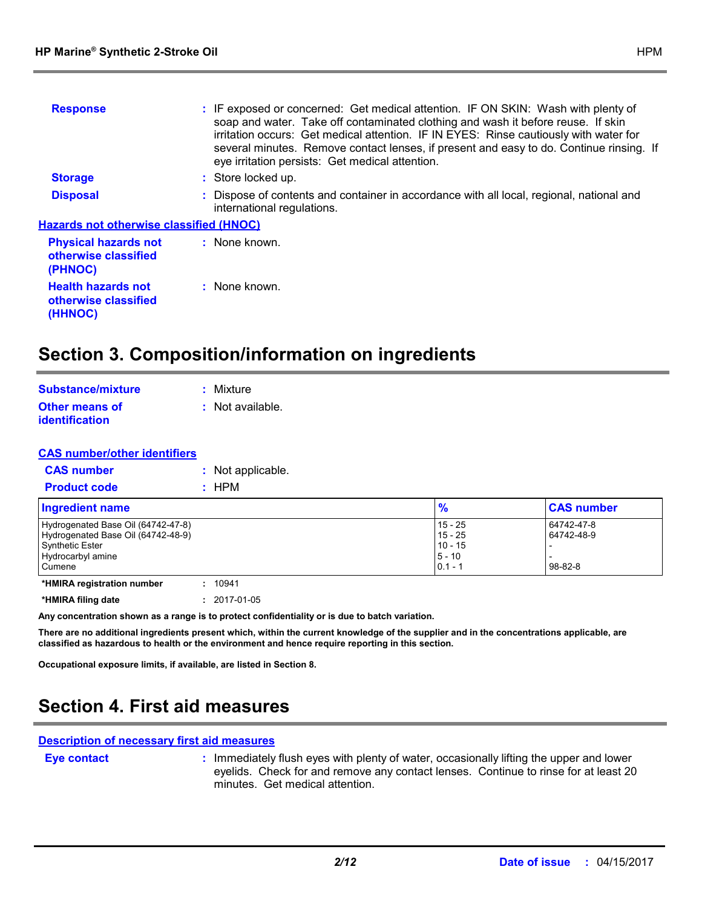**Response** : IF exposed or concerned: Get medical attention. IF ON SKIN: Wash with plenty of soap and water. Take off contaminated clothing and wash it before reuse. If skin irritation occurs: Get medical attention. IF IN EYES: Rinse cautiously with water for several minutes. Remove contact lenses, if present and easy to do. Continue rinsing. If eye irritation persists: Get medical attention.

**Storage** : Store locked up.

**Disposal** : Dispose of contents and container in accordance with all local, regional, national and international regulations.

**Hazards not otherwise classified (HNOC)**

**Physical hazards not otherwise classified (PHNOC)** : None known.

**Health hazards not otherwise classified (HHNOC)** : None known.

# Section 3. Composition/information on ingredients

**Substance/mixture** : Mixture

**Other means of identification** : Not available.

**CAS number/other identifiers**

**CAS number** : Not applicable.

**Product code** : HPM

| Ingredient name | % | CAS number |
|---|---|---|
| Hydrogenated Base Oil (64742-47-8) | 15 - 25 | 64742-47-8 |
| Hydrogenated Base Oil (64742-48-9) | 15 - 25 | 64742-48-9 |
| Synthetic Ester | 10 - 15 | - |
| Hydrocarbyl amine | 5 - 10 | - |
| Cumene | 0.1 - 1 | 98-82-8 |

***HMIRA registration number** : 10941

***HMIRA filing date** : 2017-01-05

**Any concentration shown as a range is to protect confidentiality or is due to batch variation.**

**There are no additional ingredients present which, within the current knowledge of the supplier and in the concentrations applicable, are classified as hazardous to health or the environment and hence require reporting in this section.**

**Occupational exposure limits, if available, are listed in Section 8.**

# Section 4. First aid measures

**Description of necessary first aid measures**

**Eye contact** : Immediately flush eyes with plenty of water, occasionally lifting the upper and lower eyelids. Check for and remove any contact lenses. Continue to rinse for at least 20 minutes. Get medical attention.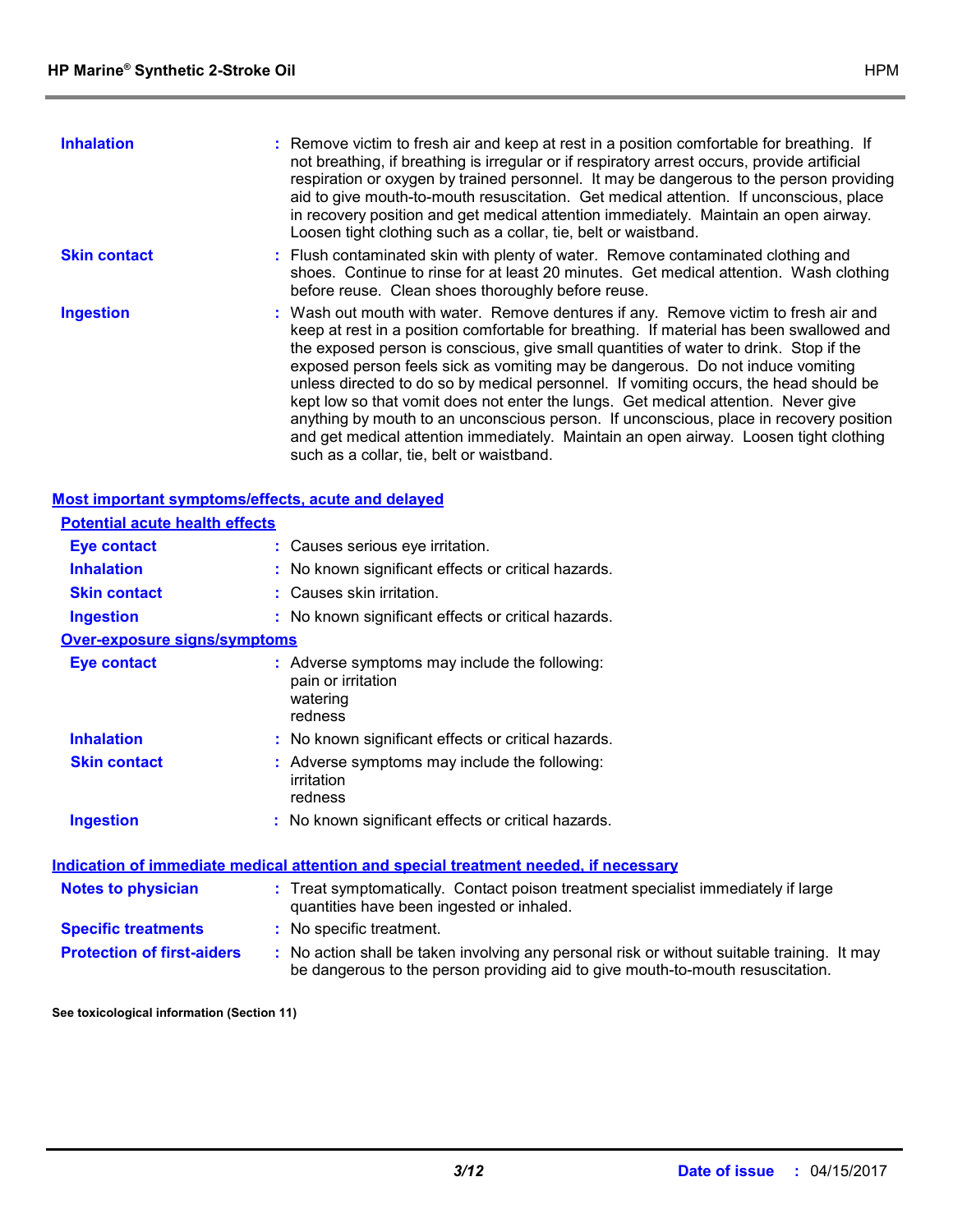| | |
|---|---|
| **Inhalation** | : Remove victim to fresh air and keep at rest in a position comfortable for breathing. If not breathing, if breathing is irregular or if respiratory arrest occurs, provide artificial respiration or oxygen by trained personnel. It may be dangerous to the person providing aid to give mouth-to-mouth resuscitation. Get medical attention. If unconscious, place in recovery position and get medical attention immediately. Maintain an open airway. Loosen tight clothing such as a collar, tie, belt or waistband. |
| **Skin contact** | : Flush contaminated skin with plenty of water. Remove contaminated clothing and shoes. Continue to rinse for at least 20 minutes. Get medical attention. Wash clothing before reuse. Clean shoes thoroughly before reuse. |
| **Ingestion** | : Wash out mouth with water. Remove dentures if any. Remove victim to fresh air and keep at rest in a position comfortable for breathing. If material has been swallowed and the exposed person is conscious, give small quantities of water to drink. Stop if the exposed person feels sick as vomiting may be dangerous. Do not induce vomiting unless directed to do so by medical personnel. If vomiting occurs, the head should be kept low so that vomit does not enter the lungs. Get medical attention. Never give anything by mouth to an unconscious person. If unconscious, place in recovery position and get medical attention immediately. Maintain an open airway. Loosen tight clothing such as a collar, tie, belt or waistband. |

## Most important symptoms/effects, acute and delayed

### Potential acute health effects

| | |
|---|---|
| **Eye contact** | : Causes serious eye irritation. |
| **Inhalation** | : No known significant effects or critical hazards. |
| **Skin contact** | : Causes skin irritation. |
| **Ingestion** | : No known significant effects or critical hazards. |

### Over-exposure signs/symptoms

| | |
|---|---|
| **Eye contact** | : Adverse symptoms may include the following:<br>pain or irritation<br>watering<br>redness |
| **Inhalation** | : No known significant effects or critical hazards. |
| **Skin contact** | : Adverse symptoms may include the following:<br>irritation<br>redness |
| **Ingestion** | : No known significant effects or critical hazards. |

## Indication of immediate medical attention and special treatment needed, if necessary

| | |
|---|---|
| **Notes to physician** | : Treat symptomatically. Contact poison treatment specialist immediately if large quantities have been ingested or inhaled. |
| **Specific treatments** | : No specific treatment. |
| **Protection of first-aiders** | : No action shall be taken involving any personal risk or without suitable training. It may be dangerous to the person providing aid to give mouth-to-mouth resuscitation. |

**See toxicological information (Section 11)**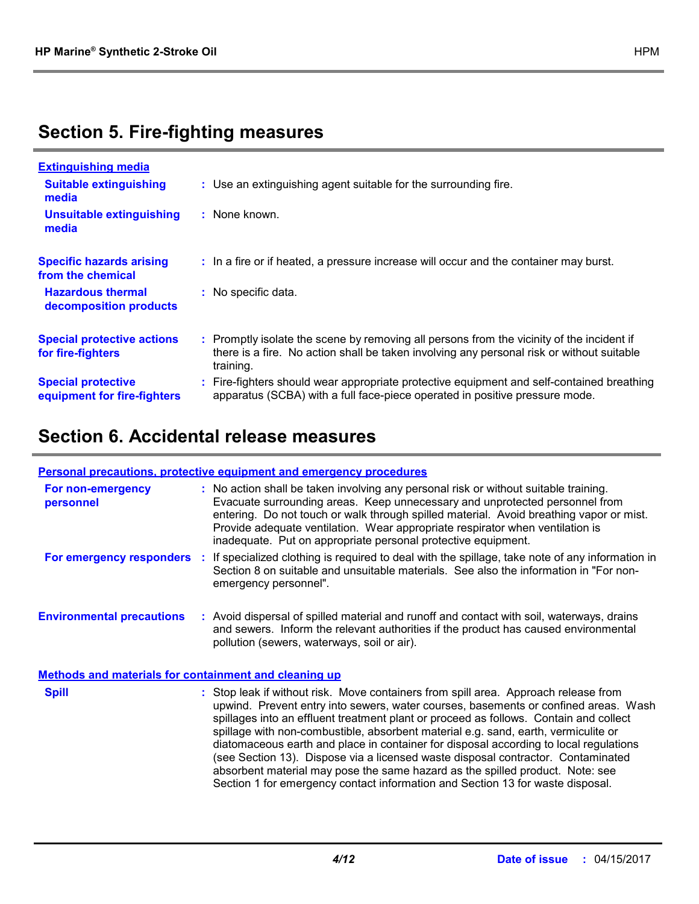## Section 5. Fire-fighting measures

### Extinguishing media

**Suitable extinguishing media** : Use an extinguishing agent suitable for the surrounding fire.

**Unsuitable extinguishing media** : None known.

**Specific hazards arising from the chemical** : In a fire or if heated, a pressure increase will occur and the container may burst.

**Hazardous thermal decomposition products** : No specific data.

**Special protective actions for fire-fighters** : Promptly isolate the scene by removing all persons from the vicinity of the incident if there is a fire. No action shall be taken involving any personal risk or without suitable training.

**Special protective equipment for fire-fighters** : Fire-fighters should wear appropriate protective equipment and self-contained breathing apparatus (SCBA) with a full face-piece operated in positive pressure mode.

## Section 6. Accidental release measures

### Personal precautions, protective equipment and emergency procedures

**For non-emergency personnel** : No action shall be taken involving any personal risk or without suitable training. Evacuate surrounding areas. Keep unnecessary and unprotected personnel from entering. Do not touch or walk through spilled material. Avoid breathing vapor or mist. Provide adequate ventilation. Wear appropriate respirator when ventilation is inadequate. Put on appropriate personal protective equipment.

**For emergency responders** : If specialized clothing is required to deal with the spillage, take note of any information in Section 8 on suitable and unsuitable materials. See also the information in "For non-emergency personnel".

**Environmental precautions** : Avoid dispersal of spilled material and runoff and contact with soil, waterways, drains and sewers. Inform the relevant authorities if the product has caused environmental pollution (sewers, waterways, soil or air).

### Methods and materials for containment and cleaning up

**Spill** : Stop leak if without risk. Move containers from spill area. Approach release from upwind. Prevent entry into sewers, water courses, basements or confined areas. Wash spillages into an effluent treatment plant or proceed as follows. Contain and collect spillage with non-combustible, absorbent material e.g. sand, earth, vermiculite or diatomaceous earth and place in container for disposal according to local regulations (see Section 13). Dispose via a licensed waste disposal contractor. Contaminated absorbent material may pose the same hazard as the spilled product. Note: see Section 1 for emergency contact information and Section 13 for waste disposal.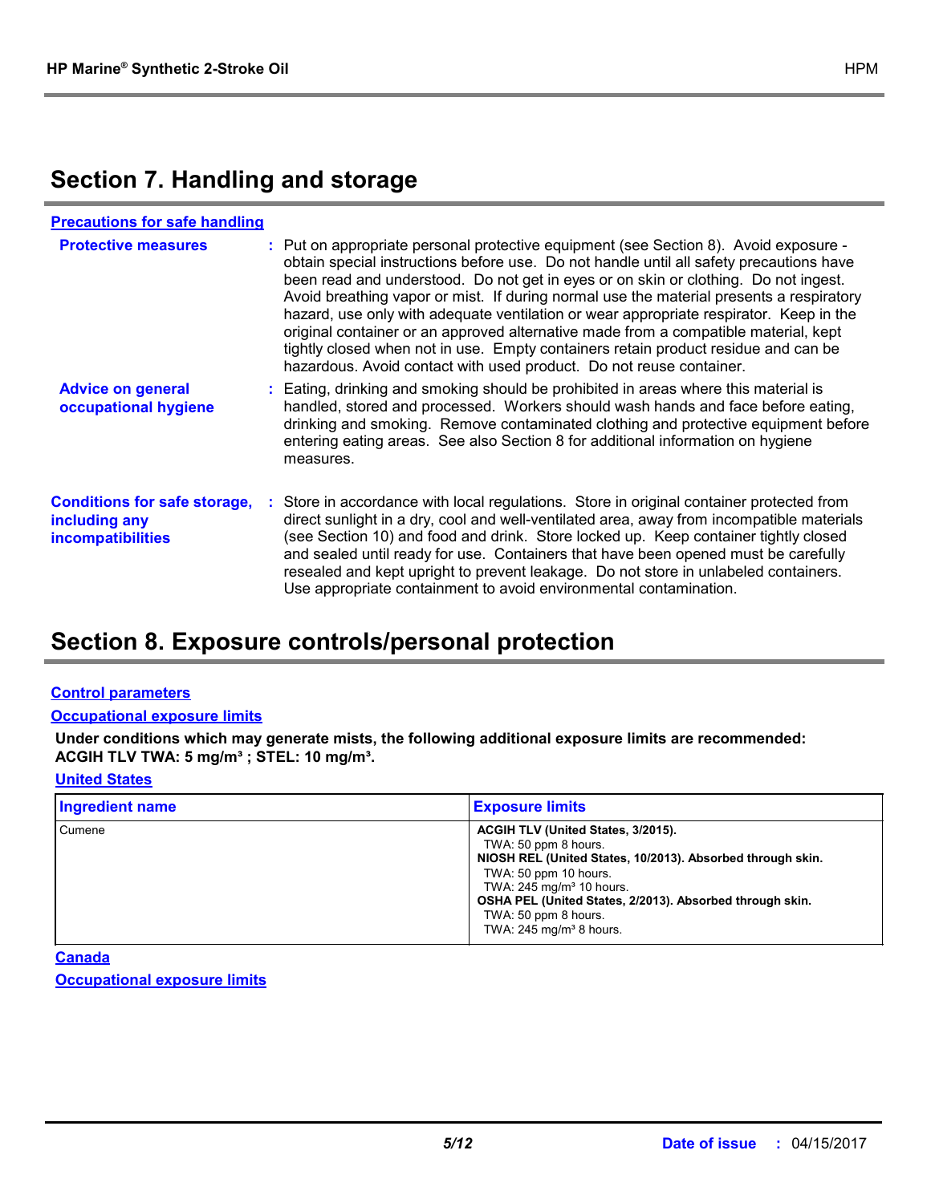## Section 7. Handling and storage

**Precautions for safe handling**

**Protective measures** : Put on appropriate personal protective equipment (see Section 8). Avoid exposure - obtain special instructions before use. Do not handle until all safety precautions have been read and understood. Do not get in eyes or on skin or clothing. Do not ingest. Avoid breathing vapor or mist. If during normal use the material presents a respiratory hazard, use only with adequate ventilation or wear appropriate respirator. Keep in the original container or an approved alternative made from a compatible material, kept tightly closed when not in use. Empty containers retain product residue and can be hazardous. Avoid contact with used product. Do not reuse container.

**Advice on general occupational hygiene** : Eating, drinking and smoking should be prohibited in areas where this material is handled, stored and processed. Workers should wash hands and face before eating, drinking and smoking. Remove contaminated clothing and protective equipment before entering eating areas. See also Section 8 for additional information on hygiene measures.

**Conditions for safe storage, including any incompatibilities** : Store in accordance with local regulations. Store in original container protected from direct sunlight in a dry, cool and well-ventilated area, away from incompatible materials (see Section 10) and food and drink. Store locked up. Keep container tightly closed and sealed until ready for use. Containers that have been opened must be carefully resealed and kept upright to prevent leakage. Do not store in unlabeled containers. Use appropriate containment to avoid environmental contamination.

## Section 8. Exposure controls/personal protection

**Control parameters**

**Occupational exposure limits**

**Under conditions which may generate mists, the following additional exposure limits are recommended: ACGIH TLV TWA: 5 mg/m³ ; STEL: 10 mg/m³.**

**United States**

| Ingredient name | Exposure limits |
|---|---|
| Cumene | **ACGIH TLV (United States, 3/2015).**<br>TWA: 50 ppm 8 hours.<br>**NIOSH REL (United States, 10/2013). Absorbed through skin.**<br>TWA: 50 ppm 10 hours.<br>TWA: 245 mg/m³ 10 hours.<br>**OSHA PEL (United States, 2/2013). Absorbed through skin.**<br>TWA: 50 ppm 8 hours.<br>TWA: 245 mg/m³ 8 hours. |

**Canada**

**Occupational exposure limits**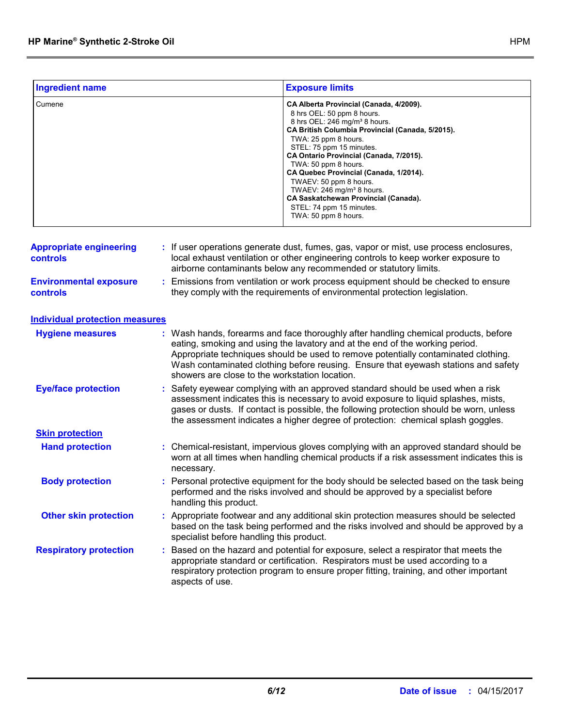| Ingredient name | Exposure limits |
|---|---|
| Cumene | **CA Alberta Provincial (Canada, 4/2009).**<br>8 hrs OEL: 50 ppm 8 hours.<br>8 hrs OEL: 246 mg/m³ 8 hours.<br>**CA British Columbia Provincial (Canada, 5/2015).**<br>TWA: 25 ppm 8 hours.<br>STEL: 75 ppm 15 minutes.<br>**CA Ontario Provincial (Canada, 7/2015).**<br>TWA: 50 ppm 8 hours.<br>**CA Quebec Provincial (Canada, 1/2014).**<br>TWAEV: 50 ppm 8 hours.<br>TWAEV: 246 mg/m³ 8 hours.<br>**CA Saskatchewan Provincial (Canada).**<br>STEL: 74 ppm 15 minutes.<br>TWA: 50 ppm 8 hours. |

**Appropriate engineering controls** : If user operations generate dust, fumes, gas, vapor or mist, use process enclosures, local exhaust ventilation or other engineering controls to keep worker exposure to airborne contaminants below any recommended or statutory limits.

**Environmental exposure controls** : Emissions from ventilation or work process equipment should be checked to ensure they comply with the requirements of environmental protection legislation.

## Individual protection measures

**Hygiene measures** : Wash hands, forearms and face thoroughly after handling chemical products, before eating, smoking and using the lavatory and at the end of the working period. Appropriate techniques should be used to remove potentially contaminated clothing. Wash contaminated clothing before reusing. Ensure that eyewash stations and safety showers are close to the workstation location.

**Eye/face protection** : Safety eyewear complying with an approved standard should be used when a risk assessment indicates this is necessary to avoid exposure to liquid splashes, mists, gases or dusts. If contact is possible, the following protection should be worn, unless the assessment indicates a higher degree of protection: chemical splash goggles.

### Skin protection

**Hand protection** : Chemical-resistant, impervious gloves complying with an approved standard should be worn at all times when handling chemical products if a risk assessment indicates this is necessary.

**Body protection** : Personal protective equipment for the body should be selected based on the task being performed and the risks involved and should be approved by a specialist before handling this product.

**Other skin protection** : Appropriate footwear and any additional skin protection measures should be selected based on the task being performed and the risks involved and should be approved by a specialist before handling this product.

**Respiratory protection** : Based on the hazard and potential for exposure, select a respirator that meets the appropriate standard or certification. Respirators must be used according to a respiratory protection program to ensure proper fitting, training, and other important aspects of use.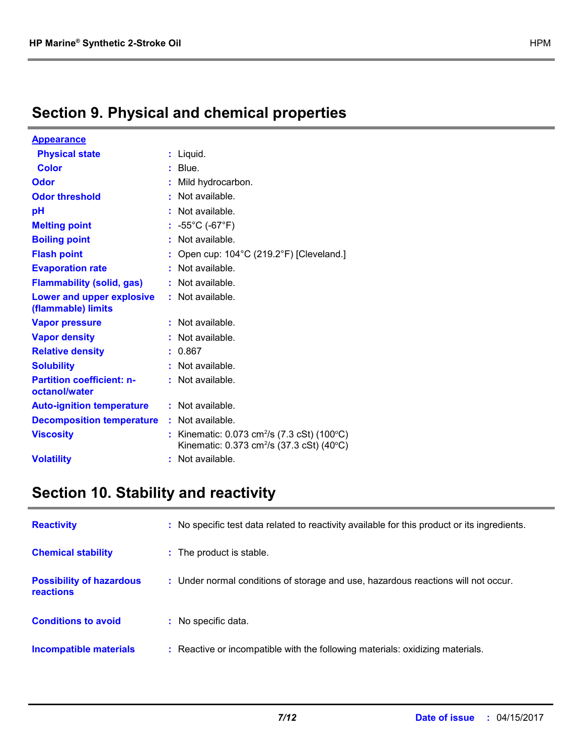## Section 9. Physical and chemical properties

**Appearance**

| | |
|---|---|
| **Physical state** | Liquid. |
| **Color** | Blue. |
| **Odor** | Mild hydrocarbon. |
| **Odor threshold** | Not available. |
| **pH** | Not available. |
| **Melting point** | -55°C (-67°F) |
| **Boiling point** | Not available. |
| **Flash point** | Open cup: 104°C (219.2°F) [Cleveland.] |
| **Evaporation rate** | Not available. |
| **Flammability (solid, gas)** | Not available. |
| **Lower and upper explosive (flammable) limits** | Not available. |
| **Vapor pressure** | Not available. |
| **Vapor density** | Not available. |
| **Relative density** | 0.867 |
| **Solubility** | Not available. |
| **Partition coefficient: n-octanol/water** | Not available. |
| **Auto-ignition temperature** | Not available. |
| **Decomposition temperature** | Not available. |
| **Viscosity** | Kinematic: 0.073 $cm^2/s$ (7.3 cSt) (100°C)<br>Kinematic: 0.373 $cm^2/s$ (37.3 cSt) (40°C) |
| **Volatility** | Not available. |

## Section 10. Stability and reactivity

| | |
|---|---|
| **Reactivity** | No specific test data related to reactivity available for this product or its ingredients. |
| **Chemical stability** | The product is stable. |
| **Possibility of hazardous reactions** | Under normal conditions of storage and use, hazardous reactions will not occur. |
| **Conditions to avoid** | No specific data. |
| **Incompatible materials** | Reactive or incompatible with the following materials: oxidizing materials. |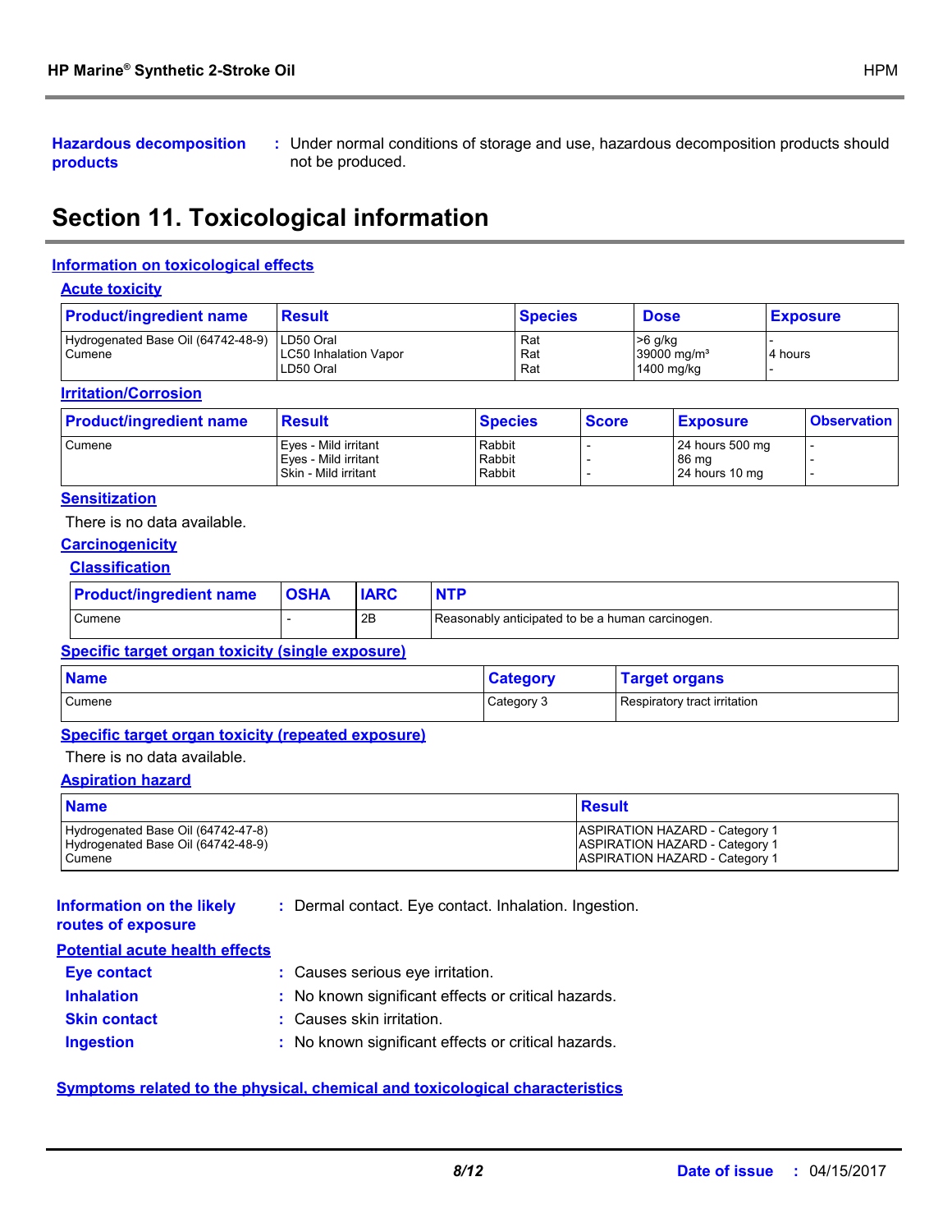**Hazardous decomposition products** : Under normal conditions of storage and use, hazardous decomposition products should not be produced.

## Section 11. Toxicological information

### Information on toxicological effects

#### Acute toxicity

| Product/ingredient name | Result | Species | Dose | Exposure |
|---|---|---|---|---|
| Hydrogenated Base Oil (64742-48-9) | LD50 Oral | Rat | >6 g/kg | - |
| Cumene | LC50 Inhalation Vapor | Rat | 39000 mg/m³ | 4 hours |
| | LD50 Oral | Rat | 1400 mg/kg | - |

#### Irritation/Corrosion

| Product/ingredient name | Result | Species | Score | Exposure | Observation |
|---|---|---|---|---|---|
| Cumene | Eyes - Mild irritant | Rabbit | - | 24 hours 500 mg | - |
| | Eyes - Mild irritant | Rabbit | - | 86 mg | - |
| | Skin - Mild irritant | Rabbit | - | 24 hours 10 mg | - |

#### Sensitization

There is no data available.

#### Carcinogenicity

##### Classification

| Product/ingredient name | OSHA | IARC | NTP |
|---|---|---|---|
| Cumene | - | 2B | Reasonably anticipated to be a human carcinogen. |

#### Specific target organ toxicity (single exposure)

| Name | Category | Target organs |
|---|---|---|
| Cumene | Category 3 | Respiratory tract irritation |

#### Specific target organ toxicity (repeated exposure)

There is no data available.

#### Aspiration hazard

| Name | Result |
|---|---|
| Hydrogenated Base Oil (64742-47-8) | ASPIRATION HAZARD - Category 1 |
| Hydrogenated Base Oil (64742-48-9) | ASPIRATION HAZARD - Category 1 |
| Cumene | ASPIRATION HAZARD - Category 1 |

**Information on the likely routes of exposure** : Dermal contact. Eye contact. Inhalation. Ingestion.

### Potential acute health effects

**Eye contact** : Causes serious eye irritation.

**Inhalation** : No known significant effects or critical hazards.

**Skin contact** : Causes skin irritation.

**Ingestion** : No known significant effects or critical hazards.

### Symptoms related to the physical, chemical and toxicological characteristics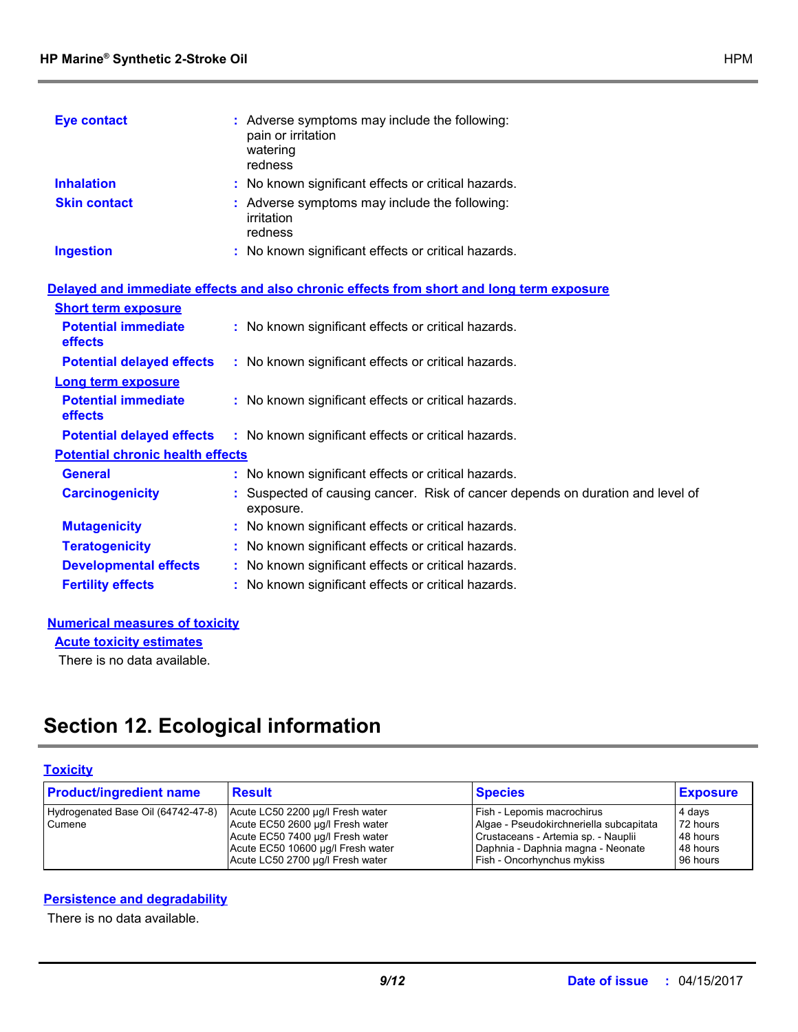**Eye contact** : Adverse symptoms may include the following:
pain or irritation
watering
redness

**Inhalation** : No known significant effects or critical hazards.

**Skin contact** : Adverse symptoms may include the following:
irritation
redness

**Ingestion** : No known significant effects or critical hazards.

**Delayed and immediate effects and also chronic effects from short and long term exposure**

**Short term exposure**

**Potential immediate effects** : No known significant effects or critical hazards.

**Potential delayed effects** : No known significant effects or critical hazards.

**Long term exposure**

**Potential immediate effects** : No known significant effects or critical hazards.

**Potential delayed effects** : No known significant effects or critical hazards.

**Potential chronic health effects**

**General** : No known significant effects or critical hazards.

**Carcinogenicity** : Suspected of causing cancer. Risk of cancer depends on duration and level of exposure.

**Mutagenicity** : No known significant effects or critical hazards.

**Teratogenicity** : No known significant effects or critical hazards.

**Developmental effects** : No known significant effects or critical hazards.

**Fertility effects** : No known significant effects or critical hazards.

**Numerical measures of toxicity**

**Acute toxicity estimates**

There is no data available.

# Section 12. Ecological information

**Toxicity**

| Product/ingredient name | Result | Species | Exposure |
|---|---|---|---|
| Hydrogenated Base Oil (64742-47-8) | Acute LC50 2200 µg/l Fresh water | Fish - Lepomis macrochirus | 4 days |
| Cumene | Acute EC50 2600 µg/l Fresh water | Algae - Pseudokirchneriella subcapitata | 72 hours |
| | Acute EC50 7400 µg/l Fresh water | Crustaceans - Artemia sp. - Nauplii | 48 hours |
| | Acute EC50 10600 µg/l Fresh water | Daphnia - Daphnia magna - Neonate | 48 hours |
| | Acute LC50 2700 µg/l Fresh water | Fish - Oncorhynchus mykiss | 96 hours |

**Persistence and degradability**

There is no data available.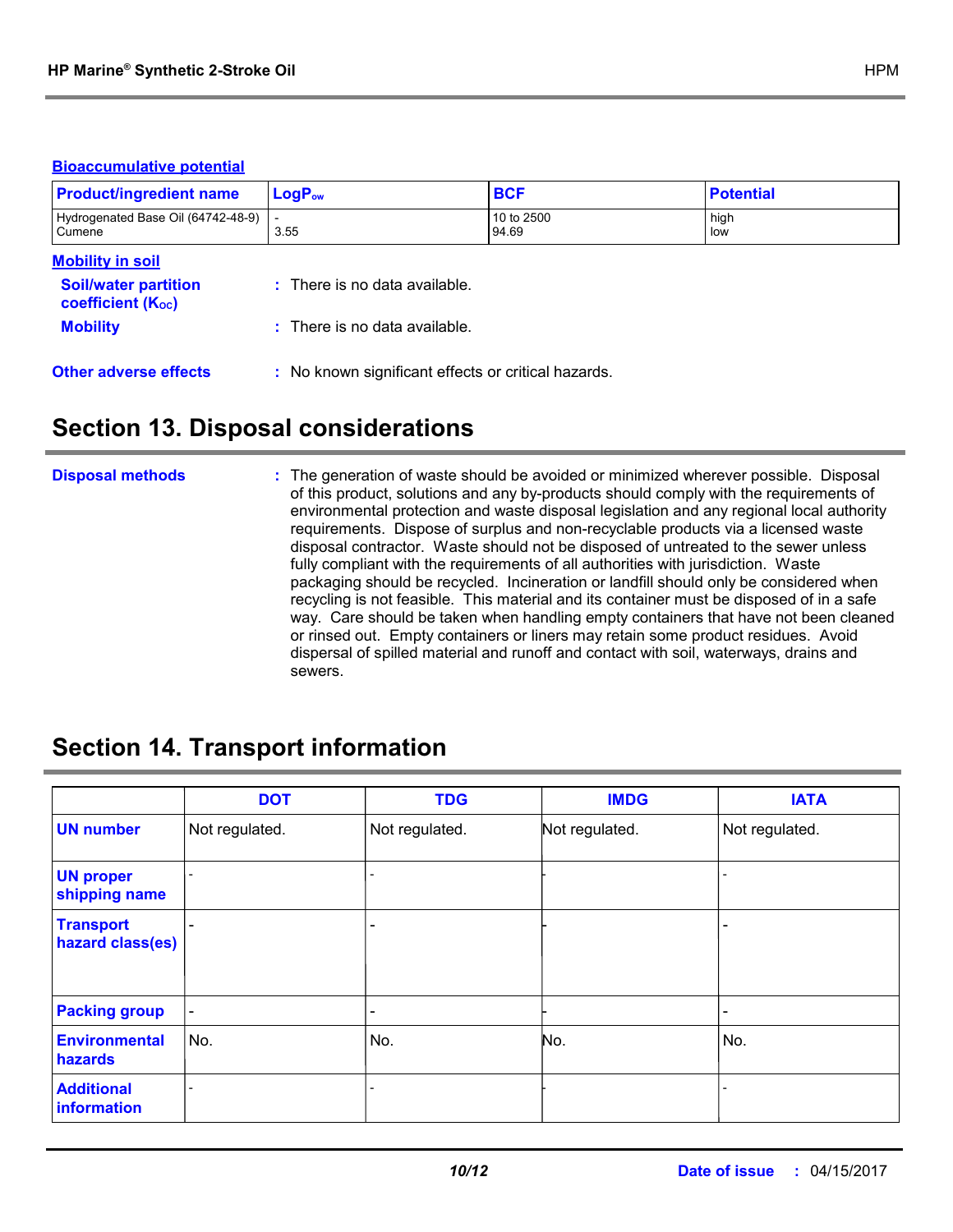### Bioaccumulative potential

| Product/ingredient name | $LogP_{ow}$ | BCF | Potential |
| --- | --- | --- | --- |
| Hydrogenated Base Oil (64742-48-9) | - | 10 to 2500 | high |
| Cumene | 3.55 | 94.69 | low |

### Mobility in soil

**Soil/water partition coefficient ($K_{OC}$)** : There is no data available.

**Mobility** : There is no data available.

**Other adverse effects** : No known significant effects or critical hazards.

## Section 13. Disposal considerations

**Disposal methods** : The generation of waste should be avoided or minimized wherever possible. Disposal of this product, solutions and any by-products should comply with the requirements of environmental protection and waste disposal legislation and any regional local authority requirements. Dispose of surplus and non-recyclable products via a licensed waste disposal contractor. Waste should not be disposed of untreated to the sewer unless fully compliant with the requirements of all authorities with jurisdiction. Waste packaging should be recycled. Incineration or landfill should only be considered when recycling is not feasible. This material and its container must be disposed of in a safe way. Care should be taken when handling empty containers that have not been cleaned or rinsed out. Empty containers or liners may retain some product residues. Avoid dispersal of spilled material and runoff and contact with soil, waterways, drains and sewers.

## Section 14. Transport information

| | DOT | TDG | IMDG | IATA |
| --- | --- | --- | --- | --- |
| UN number | Not regulated. | Not regulated. | Not regulated. | Not regulated. |
| UN proper shipping name | - | - | - | - |
| Transport hazard class(es) | - | - | - | - |
| Packing group | - | - | - | - |
| Environmental hazards | No. | No. | No. | No. |
| Additional information | - | - | - | - |

Date of issue : 04/15/2017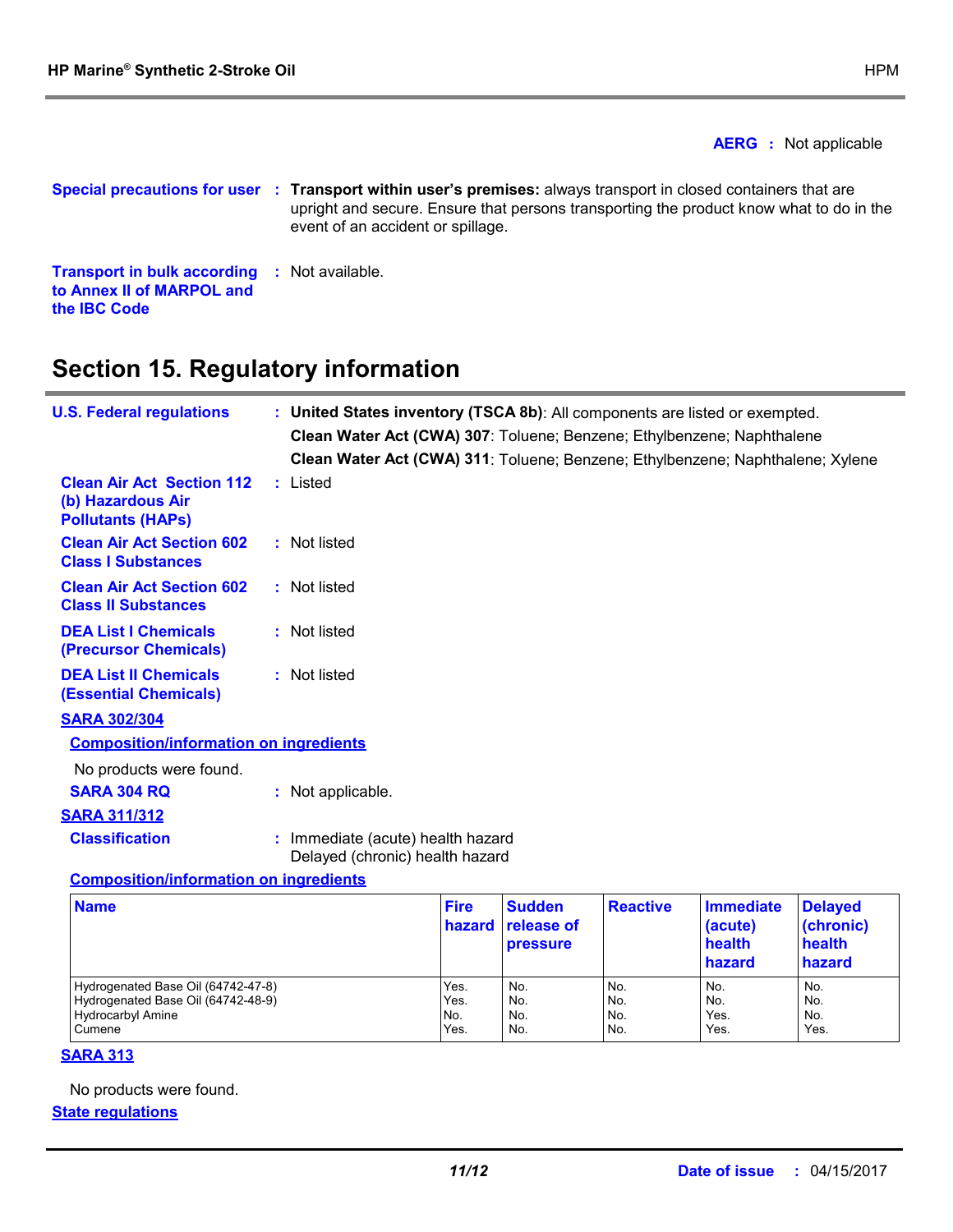**AERG** : Not applicable

**Special precautions for user** : **Transport within user's premises:** always transport in closed containers that are upright and secure. Ensure that persons transporting the product know what to do in the event of an accident or spillage.

**Transport in bulk according to Annex II of MARPOL and the IBC Code** : Not available.

## Section 15. Regulatory information

**U.S. Federal regulations** : **United States inventory (TSCA 8b)**: All components are listed or exempted.
**Clean Water Act (CWA) 307**: Toluene; Benzene; Ethylbenzene; Naphthalene
**Clean Water Act (CWA) 311**: Toluene; Benzene; Ethylbenzene; Naphthalene; Xylene

**Clean Air Act Section 112 (b) Hazardous Air Pollutants (HAPs)** : Listed

**Clean Air Act Section 602 Class I Substances** : Not listed

**Clean Air Act Section 602 Class II Substances** : Not listed

**DEA List I Chemicals (Precursor Chemicals)** : Not listed

**DEA List II Chemicals (Essential Chemicals)** : Not listed

**SARA 302/304**

**Composition/information on ingredients**

No products were found.

**SARA 304 RQ** : Not applicable.

**SARA 311/312**

**Classification** : Immediate (acute) health hazard
Delayed (chronic) health hazard

**Composition/information on ingredients**

| Name | Fire hazard | Sudden release of pressure | Reactive | Immediate (acute) health hazard | Delayed (chronic) health hazard |
|---|---|---|---|---|---|
| Hydrogenated Base Oil (64742-47-8) | Yes. | No. | No. | No. | No. |
| Hydrogenated Base Oil (64742-48-9) | Yes. | No. | No. | No. | No. |
| Hydrocarbyl Amine | No. | No. | No. | Yes. | No. |
| Cumene | Yes. | No. | No. | Yes. | Yes. |

**SARA 313**

No products were found.

**State regulations**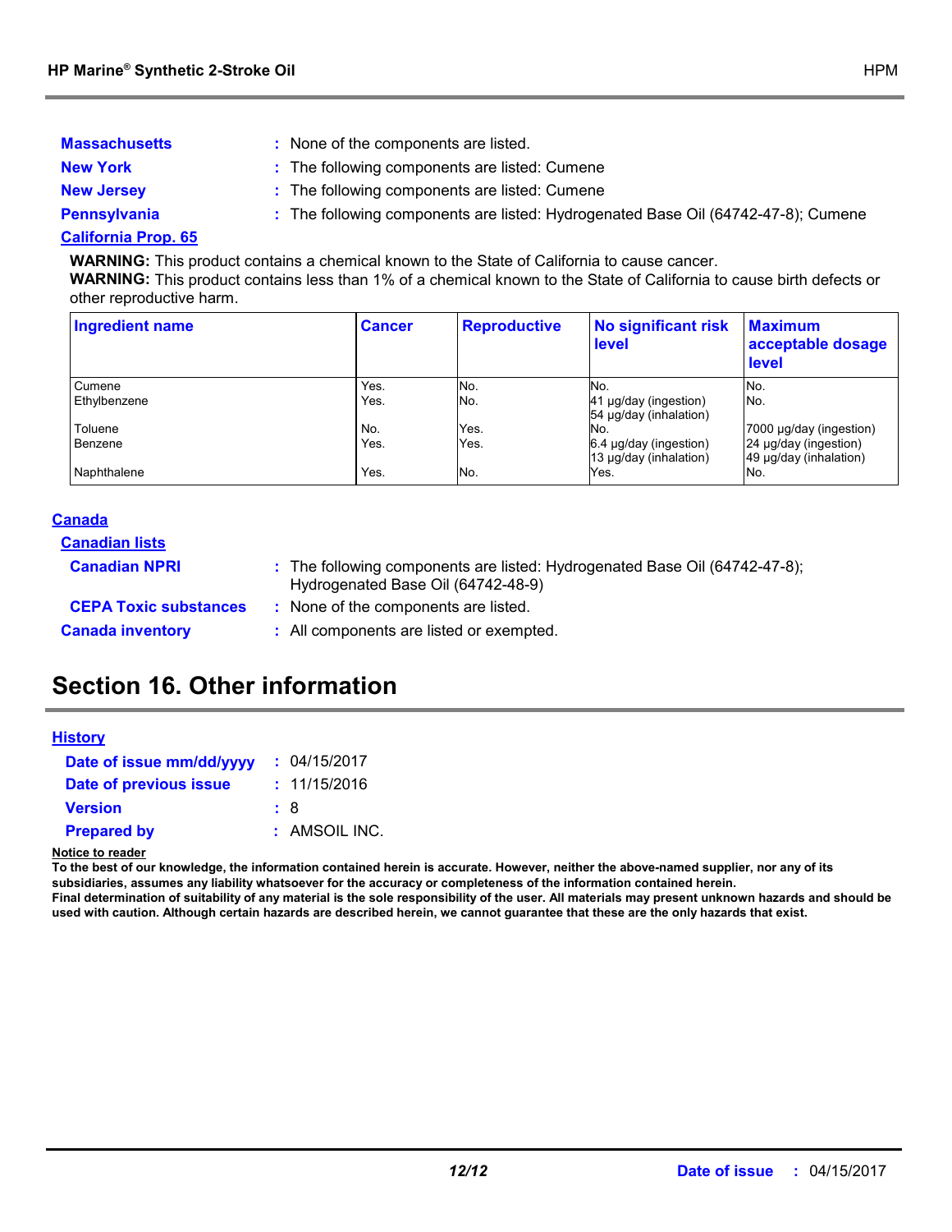**Massachusetts** : None of the components are listed.

**New York** : The following components are listed: Cumene

**New Jersey** : The following components are listed: Cumene

**Pennsylvania** : The following components are listed: Hydrogenated Base Oil (64742-47-8); Cumene

**California Prop. 65**

**WARNING:** This product contains a chemical known to the State of California to cause cancer.
**WARNING:** This product contains less than 1% of a chemical known to the State of California to cause birth defects or other reproductive harm.

| Ingredient name | Cancer | Reproductive | No significant risk level | Maximum acceptable dosage level |
|---|---|---|---|---|
| Cumene | Yes. | No. | No. | No. |
| Ethylbenzene | Yes. | No. | 41 µg/day (ingestion) 54 µg/day (inhalation) | No. |
| Toluene | No. | Yes. | No. | 7000 µg/day (ingestion) |
| Benzene | Yes. | Yes. | 6.4 µg/day (ingestion) 13 µg/day (inhalation) | 24 µg/day (ingestion) 49 µg/day (inhalation) |
| Naphthalene | Yes. | No. | Yes. | No. |

**Canada**

**Canadian lists**

**Canadian NPRI** : The following components are listed: Hydrogenated Base Oil (64742-47-8); Hydrogenated Base Oil (64742-48-9)

**CEPA Toxic substances** : None of the components are listed.

**Canada inventory** : All components are listed or exempted.

# Section 16. Other information

**History**

**Date of issue mm/dd/yyyy** : 04/15/2017

**Date of previous issue** : 11/15/2016

**Version** : 8

**Prepared by** : AMSOIL INC.

**Notice to reader**

**To the best of our knowledge, the information contained herein is accurate. However, neither the above-named supplier, nor any of its subsidiaries, assumes any liability whatsoever for the accuracy or completeness of the information contained herein.**
**Final determination of suitability of any material is the sole responsibility of the user. All materials may present unknown hazards and should be used with caution. Although certain hazards are described herein, we cannot guarantee that these are the only hazards that exist.**